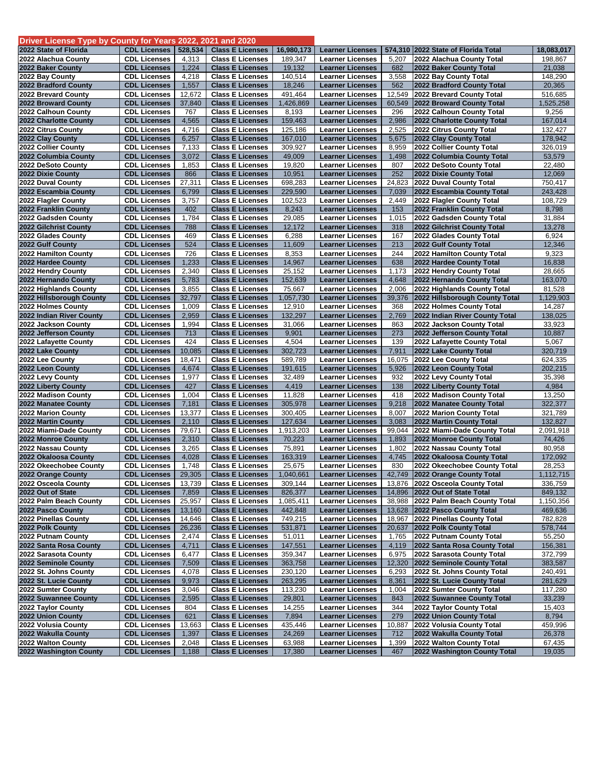## Driver License Type by County for Years 2022, 2021 and 2020

| 2022 State of Florida | CDL Licenses | 528,534 | Class E Licenses | 16,980,173 | Learner Licenses | 574,310 | 2022 State of Florida Total | 18,083,017 |
|---|---|---|---|---|---|---|---|---|
| 2022 Alachua County | CDL Licenses | 4,313 | Class E Licenses | 189,347 | Learner Licenses | 5,207 | 2022 Alachua County Total | 198,867 |
| 2022 Baker County | CDL Licenses | 1,224 | Class E Licenses | 19,132 | Learner Licenses | 682 | 2022 Baker County Total | 21,038 |
| 2022 Bay County | CDL Licenses | 4,218 | Class E Licenses | 140,514 | Learner Licenses | 3,558 | 2022 Bay County Total | 148,290 |
| 2022 Bradford County | CDL Licenses | 1,557 | Class E Licenses | 18,246 | Learner Licenses | 562 | 2022 Bradford County Total | 20,365 |
| 2022 Brevard County | CDL Licenses | 12,672 | Class E Licenses | 491,464 | Learner Licenses | 12,549 | 2022 Brevard County Total | 516,685 |
| 2022 Broward County | CDL Licenses | 37,840 | Class E Licenses | 1,426,869 | Learner Licenses | 60,549 | 2022 Broward County Total | 1,525,258 |
| 2022 Calhoun County | CDL Licenses | 767 | Class E Licenses | 8,193 | Learner Licenses | 296 | 2022 Calhoun County Total | 9,256 |
| 2022 Charlotte County | CDL Licenses | 4,565 | Class E Licenses | 159,463 | Learner Licenses | 2,986 | 2022 Charlotte County Total | 167,014 |
| 2022 Citrus County | CDL Licenses | 4,716 | Class E Licenses | 125,186 | Learner Licenses | 2,525 | 2022 Citrus County Total | 132,427 |
| 2022 Clay County | CDL Licenses | 6,257 | Class E Licenses | 167,010 | Learner Licenses | 5,675 | 2022 Clay County Total | 178,942 |
| 2022 Collier County | CDL Licenses | 7,133 | Class E Licenses | 309,927 | Learner Licenses | 8,959 | 2022 Collier County Total | 326,019 |
| 2022 Columbia County | CDL Licenses | 3,072 | Class E Licenses | 49,009 | Learner Licenses | 1,498 | 2022 Columbia County Total | 53,579 |
| 2022 DeSoto County | CDL Licenses | 1,853 | Class E Licenses | 19,820 | Learner Licenses | 807 | 2022 DeSoto County Total | 22,480 |
| 2022 Dixie County | CDL Licenses | 866 | Class E Licenses | 10,951 | Learner Licenses | 252 | 2022 Dixie County Total | 12,069 |
| 2022 Duval County | CDL Licenses | 27,311 | Class E Licenses | 698,283 | Learner Licenses | 24,823 | 2022 Duval County Total | 750,417 |
| 2022 Escambia County | CDL Licenses | 6,799 | Class E Licenses | 229,590 | Learner Licenses | 7,039 | 2022 Escambia County Total | 243,428 |
| 2022 Flagler County | CDL Licenses | 3,757 | Class E Licenses | 102,523 | Learner Licenses | 2,449 | 2022 Flagler County Total | 108,729 |
| 2022 Franklin County | CDL Licenses | 402 | Class E Licenses | 8,243 | Learner Licenses | 153 | 2022 Franklin County Total | 8,798 |
| 2022 Gadsden County | CDL Licenses | 1,784 | Class E Licenses | 29,085 | Learner Licenses | 1,015 | 2022 Gadsden County Total | 31,884 |
| 2022 Gilchrist County | CDL Licenses | 788 | Class E Licenses | 12,172 | Learner Licenses | 318 | 2022 Gilchrist County Total | 13,278 |
| 2022 Glades County | CDL Licenses | 469 | Class E Licenses | 6,288 | Learner Licenses | 167 | 2022 Glades County Total | 6,924 |
| 2022 Gulf County | CDL Licenses | 524 | Class E Licenses | 11,609 | Learner Licenses | 213 | 2022 Gulf County Total | 12,346 |
| 2022 Hamilton County | CDL Licenses | 726 | Class E Licenses | 8,353 | Learner Licenses | 244 | 2022 Hamilton County Total | 9,323 |
| 2022 Hardee County | CDL Licenses | 1,233 | Class E Licenses | 14,967 | Learner Licenses | 638 | 2022 Hardee County Total | 16,838 |
| 2022 Hendry County | CDL Licenses | 2,340 | Class E Licenses | 25,152 | Learner Licenses | 1,173 | 2022 Hendry County Total | 28,665 |
| 2022 Hernando County | CDL Licenses | 5,783 | Class E Licenses | 152,639 | Learner Licenses | 4,648 | 2022 Hernando County Total | 163,070 |
| 2022 Highlands County | CDL Licenses | 3,855 | Class E Licenses | 75,667 | Learner Licenses | 2,006 | 2022 Highlands County Total | 81,528 |
| 2022 Hillsborough County | CDL Licenses | 32,797 | Class E Licenses | 1,057,730 | Learner Licenses | 39,376 | 2022 Hillsborough County Total | 1,129,903 |
| 2022 Holmes County | CDL Licenses | 1,009 | Class E Licenses | 12,910 | Learner Licenses | 368 | 2022 Holmes County Total | 14,287 |
| 2022 Indian River County | CDL Licenses | 2,959 | Class E Licenses | 132,297 | Learner Licenses | 2,769 | 2022 Indian River County Total | 138,025 |
| 2022 Jackson County | CDL Licenses | 1,994 | Class E Licenses | 31,066 | Learner Licenses | 863 | 2022 Jackson County Total | 33,923 |
| 2022 Jefferson County | CDL Licenses | 713 | Class E Licenses | 9,901 | Learner Licenses | 273 | 2022 Jefferson County Total | 10,887 |
| 2022 Lafayette County | CDL Licenses | 424 | Class E Licenses | 4,504 | Learner Licenses | 139 | 2022 Lafayette County Total | 5,067 |
| 2022 Lake County | CDL Licenses | 10,085 | Class E Licenses | 302,723 | Learner Licenses | 7,911 | 2022 Lake County Total | 320,719 |
| 2022 Lee County | CDL Licenses | 18,471 | Class E Licenses | 589,789 | Learner Licenses | 16,075 | 2022 Lee County Total | 624,335 |
| 2022 Leon County | CDL Licenses | 4,674 | Class E Licenses | 191,615 | Learner Licenses | 5,926 | 2022 Leon County Total | 202,215 |
| 2022 Levy County | CDL Licenses | 1,977 | Class E Licenses | 32,489 | Learner Licenses | 932 | 2022 Levy County Total | 35,398 |
| 2022 Liberty County | CDL Licenses | 427 | Class E Licenses | 4,419 | Learner Licenses | 138 | 2022 Liberty County Total | 4,984 |
| 2022 Madison County | CDL Licenses | 1,004 | Class E Licenses | 11,828 | Learner Licenses | 418 | 2022 Madison County Total | 13,250 |
| 2022 Manatee County | CDL Licenses | 7,181 | Class E Licenses | 305,978 | Learner Licenses | 9,218 | 2022 Manatee County Total | 322,377 |
| 2022 Marion County | CDL Licenses | 13,377 | Class E Licenses | 300,405 | Learner Licenses | 8,007 | 2022 Marion County Total | 321,789 |
| 2022 Martin County | CDL Licenses | 2,110 | Class E Licenses | 127,634 | Learner Licenses | 3,083 | 2022 Martin County Total | 132,827 |
| 2022 Miami-Dade County | CDL Licenses | 79,671 | Class E Licenses | 1,913,203 | Learner Licenses | 99,044 | 2022 Miami-Dade County Total | 2,091,918 |
| 2022 Monroe County | CDL Licenses | 2,310 | Class E Licenses | 70,223 | Learner Licenses | 1,893 | 2022 Monroe County Total | 74,426 |
| 2022 Nassau County | CDL Licenses | 3,265 | Class E Licenses | 75,891 | Learner Licenses | 1,802 | 2022 Nassau County Total | 80,958 |
| 2022 Okaloosa County | CDL Licenses | 4,028 | Class E Licenses | 163,319 | Learner Licenses | 4,745 | 2022 Okaloosa County Total | 172,092 |
| 2022 Okeechobee County | CDL Licenses | 1,748 | Class E Licenses | 25,675 | Learner Licenses | 830 | 2022 Okeechobee County Total | 28,253 |
| 2022 Orange County | CDL Licenses | 29,305 | Class E Licenses | 1,040,661 | Learner Licenses | 42,749 | 2022 Orange County Total | 1,112,715 |
| 2022 Osceola County | CDL Licenses | 13,739 | Class E Licenses | 309,144 | Learner Licenses | 13,876 | 2022 Osceola County Total | 336,759 |
| 2022 Out of State | CDL Licenses | 7,859 | Class E Licenses | 826,377 | Learner Licenses | 14,896 | 2022 Out of State Total | 849,132 |
| 2022 Palm Beach County | CDL Licenses | 25,957 | Class E Licenses | 1,085,411 | Learner Licenses | 38,988 | 2022 Palm Beach County Total | 1,150,356 |
| 2022 Pasco County | CDL Licenses | 13,160 | Class E Licenses | 442,848 | Learner Licenses | 13,628 | 2022 Pasco County Total | 469,636 |
| 2022 Pinellas County | CDL Licenses | 14,646 | Class E Licenses | 749,215 | Learner Licenses | 18,967 | 2022 Pinellas County Total | 782,828 |
| 2022 Polk County | CDL Licenses | 26,236 | Class E Licenses | 531,871 | Learner Licenses | 20,637 | 2022 Polk County Total | 578,744 |
| 2022 Putnam County | CDL Licenses | 2,474 | Class E Licenses | 51,011 | Learner Licenses | 1,765 | 2022 Putnam County Total | 55,250 |
| 2022 Santa Rosa County | CDL Licenses | 4,711 | Class E Licenses | 147,551 | Learner Licenses | 4,119 | 2022 Santa Rosa County Total | 156,381 |
| 2022 Sarasota County | CDL Licenses | 6,477 | Class E Licenses | 359,347 | Learner Licenses | 6,975 | 2022 Sarasota County Total | 372,799 |
| 2022 Seminole County | CDL Licenses | 7,509 | Class E Licenses | 363,758 | Learner Licenses | 12,320 | 2022 Seminole County Total | 383,587 |
| 2022 St. Johns County | CDL Licenses | 4,078 | Class E Licenses | 230,120 | Learner Licenses | 6,293 | 2022 St. Johns County Total | 240,491 |
| 2022 St. Lucie County | CDL Licenses | 9,973 | Class E Licenses | 263,295 | Learner Licenses | 8,361 | 2022 St. Lucie County Total | 281,629 |
| 2022 Sumter County | CDL Licenses | 3,046 | Class E Licenses | 113,230 | Learner Licenses | 1,004 | 2022 Sumter County Total | 117,280 |
| 2022 Suwannee County | CDL Licenses | 2,595 | Class E Licenses | 29,801 | Learner Licenses | 843 | 2022 Suwannee County Total | 33,239 |
| 2022 Taylor County | CDL Licenses | 804 | Class E Licenses | 14,255 | Learner Licenses | 344 | 2022 Taylor County Total | 15,403 |
| 2022 Union County | CDL Licenses | 621 | Class E Licenses | 7,894 | Learner Licenses | 279 | 2022 Union County Total | 8,794 |
| 2022 Volusia County | CDL Licenses | 13,663 | Class E Licenses | 435,446 | Learner Licenses | 10,887 | 2022 Volusia County Total | 459,996 |
| 2022 Wakulla County | CDL Licenses | 1,397 | Class E Licenses | 24,269 | Learner Licenses | 712 | 2022 Wakulla County Total | 26,378 |
| 2022 Walton County | CDL Licenses | 2,048 | Class E Licenses | 63,988 | Learner Licenses | 1,399 | 2022 Walton County Total | 67,435 |
| 2022 Washington County | CDL Licenses | 1,188 | Class E Licenses | 17,380 | Learner Licenses | 467 | 2022 Washington County Total | 19,035 |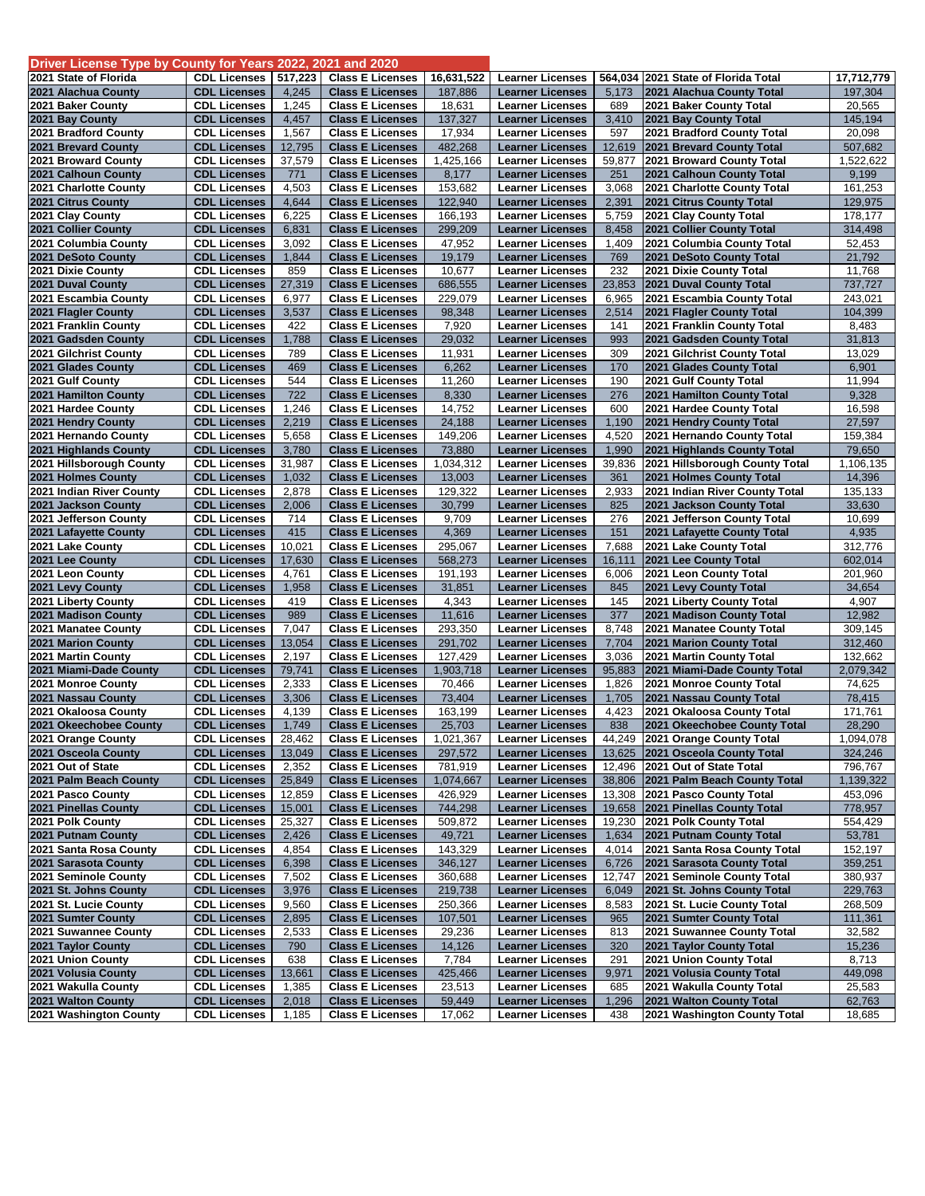## Driver License Type by County for Years 2022, 2021 and 2020

| County | | | | | | | | |
|---|---|---|---|---|---|---|---|---|
| 2021 State of Florida | CDL Licenses | 517,223 | Class E Licenses | 16,631,522 | Learner Licenses | 564,034 | 2021 State of Florida Total | 17,712,779 |
| 2021 Alachua County | CDL Licenses | 4,245 | Class E Licenses | 187,886 | Learner Licenses | 5,173 | 2021 Alachua County Total | 197,304 |
| 2021 Baker County | CDL Licenses | 1,245 | Class E Licenses | 18,631 | Learner Licenses | 689 | 2021 Baker County Total | 20,565 |
| 2021 Bay County | CDL Licenses | 4,457 | Class E Licenses | 137,327 | Learner Licenses | 3,410 | 2021 Bay County Total | 145,194 |
| 2021 Bradford County | CDL Licenses | 1,567 | Class E Licenses | 17,934 | Learner Licenses | 597 | 2021 Bradford County Total | 20,098 |
| 2021 Brevard County | CDL Licenses | 12,795 | Class E Licenses | 482,268 | Learner Licenses | 12,619 | 2021 Brevard County Total | 507,682 |
| 2021 Broward County | CDL Licenses | 37,579 | Class E Licenses | 1,425,166 | Learner Licenses | 59,877 | 2021 Broward County Total | 1,522,622 |
| 2021 Calhoun County | CDL Licenses | 771 | Class E Licenses | 8,177 | Learner Licenses | 251 | 2021 Calhoun County Total | 9,199 |
| 2021 Charlotte County | CDL Licenses | 4,503 | Class E Licenses | 153,682 | Learner Licenses | 3,068 | 2021 Charlotte County Total | 161,253 |
| 2021 Citrus County | CDL Licenses | 4,644 | Class E Licenses | 122,940 | Learner Licenses | 2,391 | 2021 Citrus County Total | 129,975 |
| 2021 Clay County | CDL Licenses | 6,225 | Class E Licenses | 166,193 | Learner Licenses | 5,759 | 2021 Clay County Total | 178,177 |
| 2021 Collier County | CDL Licenses | 6,831 | Class E Licenses | 299,209 | Learner Licenses | 8,458 | 2021 Collier County Total | 314,498 |
| 2021 Columbia County | CDL Licenses | 3,092 | Class E Licenses | 47,952 | Learner Licenses | 1,409 | 2021 Columbia County Total | 52,453 |
| 2021 DeSoto County | CDL Licenses | 1,844 | Class E Licenses | 19,179 | Learner Licenses | 769 | 2021 DeSoto County Total | 21,792 |
| 2021 Dixie County | CDL Licenses | 859 | Class E Licenses | 10,677 | Learner Licenses | 232 | 2021 Dixie County Total | 11,768 |
| 2021 Duval County | CDL Licenses | 27,319 | Class E Licenses | 686,555 | Learner Licenses | 23,853 | 2021 Duval County Total | 737,727 |
| 2021 Escambia County | CDL Licenses | 6,977 | Class E Licenses | 229,079 | Learner Licenses | 6,965 | 2021 Escambia County Total | 243,021 |
| 2021 Flagler County | CDL Licenses | 3,537 | Class E Licenses | 98,348 | Learner Licenses | 2,514 | 2021 Flagler County Total | 104,399 |
| 2021 Franklin County | CDL Licenses | 422 | Class E Licenses | 7,920 | Learner Licenses | 141 | 2021 Franklin County Total | 8,483 |
| 2021 Gadsden County | CDL Licenses | 1,788 | Class E Licenses | 29,032 | Learner Licenses | 993 | 2021 Gadsden County Total | 31,813 |
| 2021 Gilchrist County | CDL Licenses | 789 | Class E Licenses | 11,931 | Learner Licenses | 309 | 2021 Gilchrist County Total | 13,029 |
| 2021 Glades County | CDL Licenses | 469 | Class E Licenses | 6,262 | Learner Licenses | 170 | 2021 Glades County Total | 6,901 |
| 2021 Gulf County | CDL Licenses | 544 | Class E Licenses | 11,260 | Learner Licenses | 190 | 2021 Gulf County Total | 11,994 |
| 2021 Hamilton County | CDL Licenses | 722 | Class E Licenses | 8,330 | Learner Licenses | 276 | 2021 Hamilton County Total | 9,328 |
| 2021 Hardee County | CDL Licenses | 1,246 | Class E Licenses | 14,752 | Learner Licenses | 600 | 2021 Hardee County Total | 16,598 |
| 2021 Hendry County | CDL Licenses | 2,219 | Class E Licenses | 24,188 | Learner Licenses | 1,190 | 2021 Hendry County Total | 27,597 |
| 2021 Hernando County | CDL Licenses | 5,658 | Class E Licenses | 149,206 | Learner Licenses | 4,520 | 2021 Hernando County Total | 159,384 |
| 2021 Highlands County | CDL Licenses | 3,780 | Class E Licenses | 73,880 | Learner Licenses | 1,990 | 2021 Highlands County Total | 79,650 |
| 2021 Hillsborough County | CDL Licenses | 31,987 | Class E Licenses | 1,034,312 | Learner Licenses | 39,836 | 2021 Hillsborough County Total | 1,106,135 |
| 2021 Holmes County | CDL Licenses | 1,032 | Class E Licenses | 13,003 | Learner Licenses | 361 | 2021 Holmes County Total | 14,396 |
| 2021 Indian River County | CDL Licenses | 2,878 | Class E Licenses | 129,322 | Learner Licenses | 2,933 | 2021 Indian River County Total | 135,133 |
| 2021 Jackson County | CDL Licenses | 2,006 | Class E Licenses | 30,799 | Learner Licenses | 825 | 2021 Jackson County Total | 33,630 |
| 2021 Jefferson County | CDL Licenses | 714 | Class E Licenses | 9,709 | Learner Licenses | 276 | 2021 Jefferson County Total | 10,699 |
| 2021 Lafayette County | CDL Licenses | 415 | Class E Licenses | 4,369 | Learner Licenses | 151 | 2021 Lafayette County Total | 4,935 |
| 2021 Lake County | CDL Licenses | 10,021 | Class E Licenses | 295,067 | Learner Licenses | 7,688 | 2021 Lake County Total | 312,776 |
| 2021 Lee County | CDL Licenses | 17,630 | Class E Licenses | 568,273 | Learner Licenses | 16,111 | 2021 Lee County Total | 602,014 |
| 2021 Leon County | CDL Licenses | 4,761 | Class E Licenses | 191,193 | Learner Licenses | 6,006 | 2021 Leon County Total | 201,960 |
| 2021 Levy County | CDL Licenses | 1,958 | Class E Licenses | 31,851 | Learner Licenses | 845 | 2021 Levy County Total | 34,654 |
| 2021 Liberty County | CDL Licenses | 419 | Class E Licenses | 4,343 | Learner Licenses | 145 | 2021 Liberty County Total | 4,907 |
| 2021 Madison County | CDL Licenses | 989 | Class E Licenses | 11,616 | Learner Licenses | 377 | 2021 Madison County Total | 12,982 |
| 2021 Manatee County | CDL Licenses | 7,047 | Class E Licenses | 293,350 | Learner Licenses | 8,748 | 2021 Manatee County Total | 309,145 |
| 2021 Marion County | CDL Licenses | 13,054 | Class E Licenses | 291,702 | Learner Licenses | 7,704 | 2021 Marion County Total | 312,460 |
| 2021 Martin County | CDL Licenses | 2,197 | Class E Licenses | 127,429 | Learner Licenses | 3,036 | 2021 Martin County Total | 132,662 |
| 2021 Miami-Dade County | CDL Licenses | 79,741 | Class E Licenses | 1,903,718 | Learner Licenses | 95,883 | 2021 Miami-Dade County Total | 2,079,342 |
| 2021 Monroe County | CDL Licenses | 2,333 | Class E Licenses | 70,466 | Learner Licenses | 1,826 | 2021 Monroe County Total | 74,625 |
| 2021 Nassau County | CDL Licenses | 3,306 | Class E Licenses | 73,404 | Learner Licenses | 1,705 | 2021 Nassau County Total | 78,415 |
| 2021 Okaloosa County | CDL Licenses | 4,139 | Class E Licenses | 163,199 | Learner Licenses | 4,423 | 2021 Okaloosa County Total | 171,761 |
| 2021 Okeechobee County | CDL Licenses | 1,749 | Class E Licenses | 25,703 | Learner Licenses | 838 | 2021 Okeechobee County Total | 28,290 |
| 2021 Orange County | CDL Licenses | 28,462 | Class E Licenses | 1,021,367 | Learner Licenses | 44,249 | 2021 Orange County Total | 1,094,078 |
| 2021 Osceola County | CDL Licenses | 13,049 | Class E Licenses | 297,572 | Learner Licenses | 13,625 | 2021 Osceola County Total | 324,246 |
| 2021 Out of State | CDL Licenses | 2,352 | Class E Licenses | 781,919 | Learner Licenses | 12,496 | 2021 Out of State Total | 796,767 |
| 2021 Palm Beach County | CDL Licenses | 25,849 | Class E Licenses | 1,074,667 | Learner Licenses | 38,806 | 2021 Palm Beach County Total | 1,139,322 |
| 2021 Pasco County | CDL Licenses | 12,859 | Class E Licenses | 426,929 | Learner Licenses | 13,308 | 2021 Pasco County Total | 453,096 |
| 2021 Pinellas County | CDL Licenses | 15,001 | Class E Licenses | 744,298 | Learner Licenses | 19,658 | 2021 Pinellas County Total | 778,957 |
| 2021 Polk County | CDL Licenses | 25,327 | Class E Licenses | 509,872 | Learner Licenses | 19,230 | 2021 Polk County Total | 554,429 |
| 2021 Putnam County | CDL Licenses | 2,426 | Class E Licenses | 49,721 | Learner Licenses | 1,634 | 2021 Putnam County Total | 53,781 |
| 2021 Santa Rosa County | CDL Licenses | 4,854 | Class E Licenses | 143,329 | Learner Licenses | 4,014 | 2021 Santa Rosa County Total | 152,197 |
| 2021 Sarasota County | CDL Licenses | 6,398 | Class E Licenses | 346,127 | Learner Licenses | 6,726 | 2021 Sarasota County Total | 359,251 |
| 2021 Seminole County | CDL Licenses | 7,502 | Class E Licenses | 360,688 | Learner Licenses | 12,747 | 2021 Seminole County Total | 380,937 |
| 2021 St. Johns County | CDL Licenses | 3,976 | Class E Licenses | 219,738 | Learner Licenses | 6,049 | 2021 St. Johns County Total | 229,763 |
| 2021 St. Lucie County | CDL Licenses | 9,560 | Class E Licenses | 250,366 | Learner Licenses | 8,583 | 2021 St. Lucie County Total | 268,509 |
| 2021 Sumter County | CDL Licenses | 2,895 | Class E Licenses | 107,501 | Learner Licenses | 965 | 2021 Sumter County Total | 111,361 |
| 2021 Suwannee County | CDL Licenses | 2,533 | Class E Licenses | 29,236 | Learner Licenses | 813 | 2021 Suwannee County Total | 32,582 |
| 2021 Taylor County | CDL Licenses | 790 | Class E Licenses | 14,126 | Learner Licenses | 320 | 2021 Taylor County Total | 15,236 |
| 2021 Union County | CDL Licenses | 638 | Class E Licenses | 7,784 | Learner Licenses | 291 | 2021 Union County Total | 8,713 |
| 2021 Volusia County | CDL Licenses | 13,661 | Class E Licenses | 425,466 | Learner Licenses | 9,971 | 2021 Volusia County Total | 449,098 |
| 2021 Wakulla County | CDL Licenses | 1,385 | Class E Licenses | 23,513 | Learner Licenses | 685 | 2021 Wakulla County Total | 25,583 |
| 2021 Walton County | CDL Licenses | 2,018 | Class E Licenses | 59,449 | Learner Licenses | 1,296 | 2021 Walton County Total | 62,763 |
| 2021 Washington County | CDL Licenses | 1,185 | Class E Licenses | 17,062 | Learner Licenses | 438 | 2021 Washington County Total | 18,685 |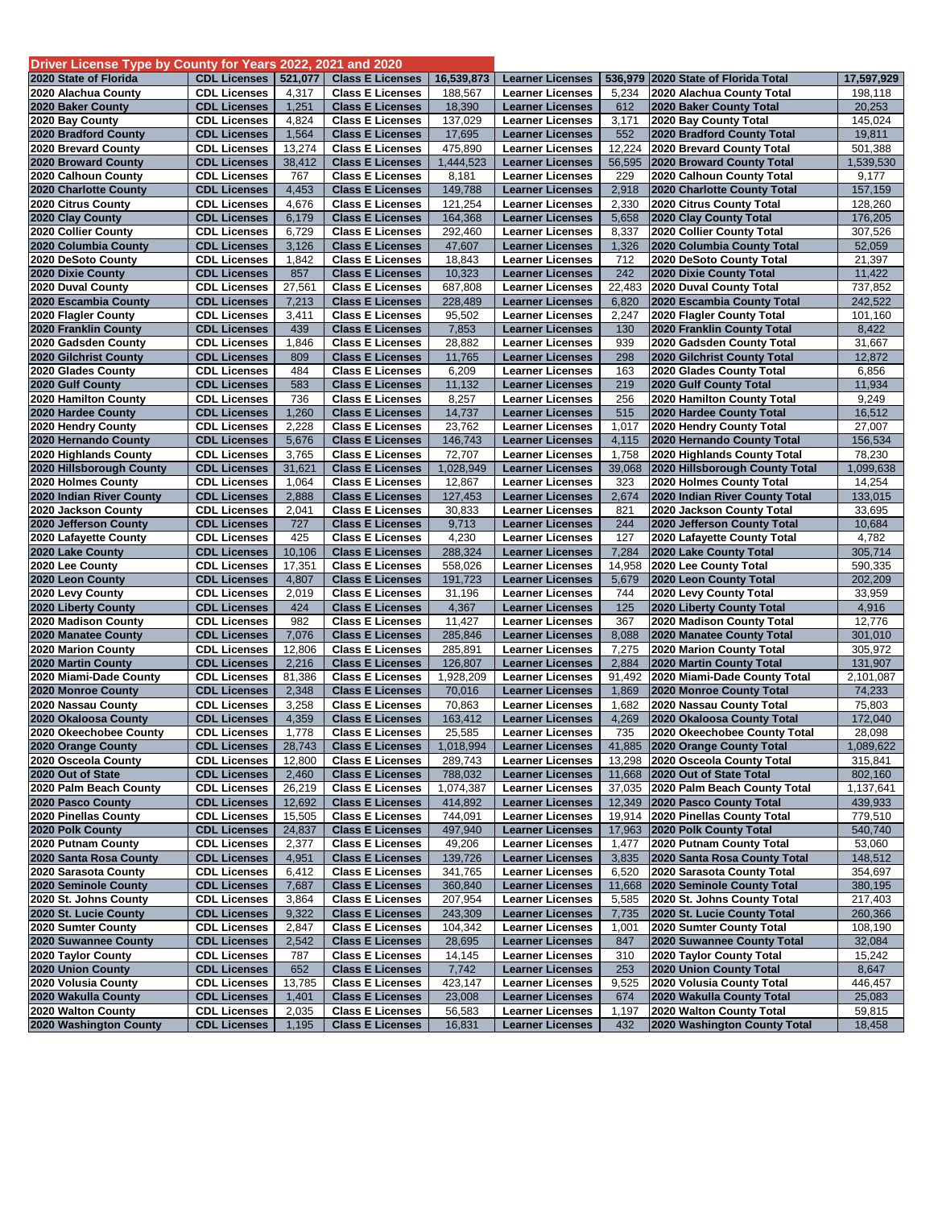## Driver License Type by County for Years 2022, 2021 and 2020

| | | | | | | | | |
|---|---|---|---|---|---|---|---|---|
| 2020 State of Florida | CDL Licenses | 521,077 | Class E Licenses | 16,539,873 | Learner Licenses | 536,979 | 2020 State of Florida Total | 17,597,929 |
| 2020 Alachua County | CDL Licenses | 4,317 | Class E Licenses | 188,567 | Learner Licenses | 5,234 | 2020 Alachua County Total | 198,118 |
| 2020 Baker County | CDL Licenses | 1,251 | Class E Licenses | 18,390 | Learner Licenses | 612 | 2020 Baker County Total | 20,253 |
| 2020 Bay County | CDL Licenses | 4,824 | Class E Licenses | 137,029 | Learner Licenses | 3,171 | 2020 Bay County Total | 145,024 |
| 2020 Bradford County | CDL Licenses | 1,564 | Class E Licenses | 17,695 | Learner Licenses | 552 | 2020 Bradford County Total | 19,811 |
| 2020 Brevard County | CDL Licenses | 13,274 | Class E Licenses | 475,890 | Learner Licenses | 12,224 | 2020 Brevard County Total | 501,388 |
| 2020 Broward County | CDL Licenses | 38,412 | Class E Licenses | 1,444,523 | Learner Licenses | 56,595 | 2020 Broward County Total | 1,539,530 |
| 2020 Calhoun County | CDL Licenses | 767 | Class E Licenses | 8,181 | Learner Licenses | 229 | 2020 Calhoun County Total | 9,177 |
| 2020 Charlotte County | CDL Licenses | 4,453 | Class E Licenses | 149,788 | Learner Licenses | 2,918 | 2020 Charlotte County Total | 157,159 |
| 2020 Citrus County | CDL Licenses | 4,676 | Class E Licenses | 121,254 | Learner Licenses | 2,330 | 2020 Citrus County Total | 128,260 |
| 2020 Clay County | CDL Licenses | 6,179 | Class E Licenses | 164,368 | Learner Licenses | 5,658 | 2020 Clay County Total | 176,205 |
| 2020 Collier County | CDL Licenses | 6,729 | Class E Licenses | 292,460 | Learner Licenses | 8,337 | 2020 Collier County Total | 307,526 |
| 2020 Columbia County | CDL Licenses | 3,126 | Class E Licenses | 47,607 | Learner Licenses | 1,326 | 2020 Columbia County Total | 52,059 |
| 2020 DeSoto County | CDL Licenses | 1,842 | Class E Licenses | 18,843 | Learner Licenses | 712 | 2020 DeSoto County Total | 21,397 |
| 2020 Dixie County | CDL Licenses | 857 | Class E Licenses | 10,323 | Learner Licenses | 242 | 2020 Dixie County Total | 11,422 |
| 2020 Duval County | CDL Licenses | 27,561 | Class E Licenses | 687,808 | Learner Licenses | 22,483 | 2020 Duval County Total | 737,852 |
| 2020 Escambia County | CDL Licenses | 7,213 | Class E Licenses | 228,489 | Learner Licenses | 6,820 | 2020 Escambia County Total | 242,522 |
| 2020 Flagler County | CDL Licenses | 3,411 | Class E Licenses | 95,502 | Learner Licenses | 2,247 | 2020 Flagler County Total | 101,160 |
| 2020 Franklin County | CDL Licenses | 439 | Class E Licenses | 7,853 | Learner Licenses | 130 | 2020 Franklin County Total | 8,422 |
| 2020 Gadsden County | CDL Licenses | 1,846 | Class E Licenses | 28,882 | Learner Licenses | 939 | 2020 Gadsden County Total | 31,667 |
| 2020 Gilchrist County | CDL Licenses | 809 | Class E Licenses | 11,765 | Learner Licenses | 298 | 2020 Gilchrist County Total | 12,872 |
| 2020 Glades County | CDL Licenses | 484 | Class E Licenses | 6,209 | Learner Licenses | 163 | 2020 Glades County Total | 6,856 |
| 2020 Gulf County | CDL Licenses | 583 | Class E Licenses | 11,132 | Learner Licenses | 219 | 2020 Gulf County Total | 11,934 |
| 2020 Hamilton County | CDL Licenses | 736 | Class E Licenses | 8,257 | Learner Licenses | 256 | 2020 Hamilton County Total | 9,249 |
| 2020 Hardee County | CDL Licenses | 1,260 | Class E Licenses | 14,737 | Learner Licenses | 515 | 2020 Hardee County Total | 16,512 |
| 2020 Hendry County | CDL Licenses | 2,228 | Class E Licenses | 23,762 | Learner Licenses | 1,017 | 2020 Hendry County Total | 27,007 |
| 2020 Hernando County | CDL Licenses | 5,676 | Class E Licenses | 146,743 | Learner Licenses | 4,115 | 2020 Hernando County Total | 156,534 |
| 2020 Highlands County | CDL Licenses | 3,765 | Class E Licenses | 72,707 | Learner Licenses | 1,758 | 2020 Highlands County Total | 78,230 |
| 2020 Hillsborough County | CDL Licenses | 31,621 | Class E Licenses | 1,028,949 | Learner Licenses | 39,068 | 2020 Hillsborough County Total | 1,099,638 |
| 2020 Holmes County | CDL Licenses | 1,064 | Class E Licenses | 12,867 | Learner Licenses | 323 | 2020 Holmes County Total | 14,254 |
| 2020 Indian River County | CDL Licenses | 2,888 | Class E Licenses | 127,453 | Learner Licenses | 2,674 | 2020 Indian River County Total | 133,015 |
| 2020 Jackson County | CDL Licenses | 2,041 | Class E Licenses | 30,833 | Learner Licenses | 821 | 2020 Jackson County Total | 33,695 |
| 2020 Jefferson County | CDL Licenses | 727 | Class E Licenses | 9,713 | Learner Licenses | 244 | 2020 Jefferson County Total | 10,684 |
| 2020 Lafayette County | CDL Licenses | 425 | Class E Licenses | 4,230 | Learner Licenses | 127 | 2020 Lafayette County Total | 4,782 |
| 2020 Lake County | CDL Licenses | 10,106 | Class E Licenses | 288,324 | Learner Licenses | 7,284 | 2020 Lake County Total | 305,714 |
| 2020 Lee County | CDL Licenses | 17,351 | Class E Licenses | 558,026 | Learner Licenses | 14,958 | 2020 Lee County Total | 590,335 |
| 2020 Leon County | CDL Licenses | 4,807 | Class E Licenses | 191,723 | Learner Licenses | 5,679 | 2020 Leon County Total | 202,209 |
| 2020 Levy County | CDL Licenses | 2,019 | Class E Licenses | 31,196 | Learner Licenses | 744 | 2020 Levy County Total | 33,959 |
| 2020 Liberty County | CDL Licenses | 424 | Class E Licenses | 4,367 | Learner Licenses | 125 | 2020 Liberty County Total | 4,916 |
| 2020 Madison County | CDL Licenses | 982 | Class E Licenses | 11,427 | Learner Licenses | 367 | 2020 Madison County Total | 12,776 |
| 2020 Manatee County | CDL Licenses | 7,076 | Class E Licenses | 285,846 | Learner Licenses | 8,088 | 2020 Manatee County Total | 301,010 |
| 2020 Marion County | CDL Licenses | 12,806 | Class E Licenses | 285,891 | Learner Licenses | 7,275 | 2020 Marion County Total | 305,972 |
| 2020 Martin County | CDL Licenses | 2,216 | Class E Licenses | 126,807 | Learner Licenses | 2,884 | 2020 Martin County Total | 131,907 |
| 2020 Miami-Dade County | CDL Licenses | 81,386 | Class E Licenses | 1,928,209 | Learner Licenses | 91,492 | 2020 Miami-Dade County Total | 2,101,087 |
| 2020 Monroe County | CDL Licenses | 2,348 | Class E Licenses | 70,016 | Learner Licenses | 1,869 | 2020 Monroe County Total | 74,233 |
| 2020 Nassau County | CDL Licenses | 3,258 | Class E Licenses | 70,863 | Learner Licenses | 1,682 | 2020 Nassau County Total | 75,803 |
| 2020 Okaloosa County | CDL Licenses | 4,359 | Class E Licenses | 163,412 | Learner Licenses | 4,269 | 2020 Okaloosa County Total | 172,040 |
| 2020 Okeechobee County | CDL Licenses | 1,778 | Class E Licenses | 25,585 | Learner Licenses | 735 | 2020 Okeechobee County Total | 28,098 |
| 2020 Orange County | CDL Licenses | 28,743 | Class E Licenses | 1,018,994 | Learner Licenses | 41,885 | 2020 Orange County Total | 1,089,622 |
| 2020 Osceola County | CDL Licenses | 12,800 | Class E Licenses | 289,743 | Learner Licenses | 13,298 | 2020 Osceola County Total | 315,841 |
| 2020 Out of State | CDL Licenses | 2,460 | Class E Licenses | 788,032 | Learner Licenses | 11,668 | 2020 Out of State Total | 802,160 |
| 2020 Palm Beach County | CDL Licenses | 26,219 | Class E Licenses | 1,074,387 | Learner Licenses | 37,035 | 2020 Palm Beach County Total | 1,137,641 |
| 2020 Pasco County | CDL Licenses | 12,692 | Class E Licenses | 414,892 | Learner Licenses | 12,349 | 2020 Pasco County Total | 439,933 |
| 2020 Pinellas County | CDL Licenses | 15,505 | Class E Licenses | 744,091 | Learner Licenses | 19,914 | 2020 Pinellas County Total | 779,510 |
| 2020 Polk County | CDL Licenses | 24,837 | Class E Licenses | 497,940 | Learner Licenses | 17,963 | 2020 Polk County Total | 540,740 |
| 2020 Putnam County | CDL Licenses | 2,377 | Class E Licenses | 49,206 | Learner Licenses | 1,477 | 2020 Putnam County Total | 53,060 |
| 2020 Santa Rosa County | CDL Licenses | 4,951 | Class E Licenses | 139,726 | Learner Licenses | 3,835 | 2020 Santa Rosa County Total | 148,512 |
| 2020 Sarasota County | CDL Licenses | 6,412 | Class E Licenses | 341,765 | Learner Licenses | 6,520 | 2020 Sarasota County Total | 354,697 |
| 2020 Seminole County | CDL Licenses | 7,687 | Class E Licenses | 360,840 | Learner Licenses | 11,668 | 2020 Seminole County Total | 380,195 |
| 2020 St. Johns County | CDL Licenses | 3,864 | Class E Licenses | 207,954 | Learner Licenses | 5,585 | 2020 St. Johns County Total | 217,403 |
| 2020 St. Lucie County | CDL Licenses | 9,322 | Class E Licenses | 243,309 | Learner Licenses | 7,735 | 2020 St. Lucie County Total | 260,366 |
| 2020 Sumter County | CDL Licenses | 2,847 | Class E Licenses | 104,342 | Learner Licenses | 1,001 | 2020 Sumter County Total | 108,190 |
| 2020 Suwannee County | CDL Licenses | 2,542 | Class E Licenses | 28,695 | Learner Licenses | 847 | 2020 Suwannee County Total | 32,084 |
| 2020 Taylor County | CDL Licenses | 787 | Class E Licenses | 14,145 | Learner Licenses | 310 | 2020 Taylor County Total | 15,242 |
| 2020 Union County | CDL Licenses | 652 | Class E Licenses | 7,742 | Learner Licenses | 253 | 2020 Union County Total | 8,647 |
| 2020 Volusia County | CDL Licenses | 13,785 | Class E Licenses | 423,147 | Learner Licenses | 9,525 | 2020 Volusia County Total | 446,457 |
| 2020 Wakulla County | CDL Licenses | 1,401 | Class E Licenses | 23,008 | Learner Licenses | 674 | 2020 Wakulla County Total | 25,083 |
| 2020 Walton County | CDL Licenses | 2,035 | Class E Licenses | 56,583 | Learner Licenses | 1,197 | 2020 Walton County Total | 59,815 |
| 2020 Washington County | CDL Licenses | 1,195 | Class E Licenses | 16,831 | Learner Licenses | 432 | 2020 Washington County Total | 18,458 |